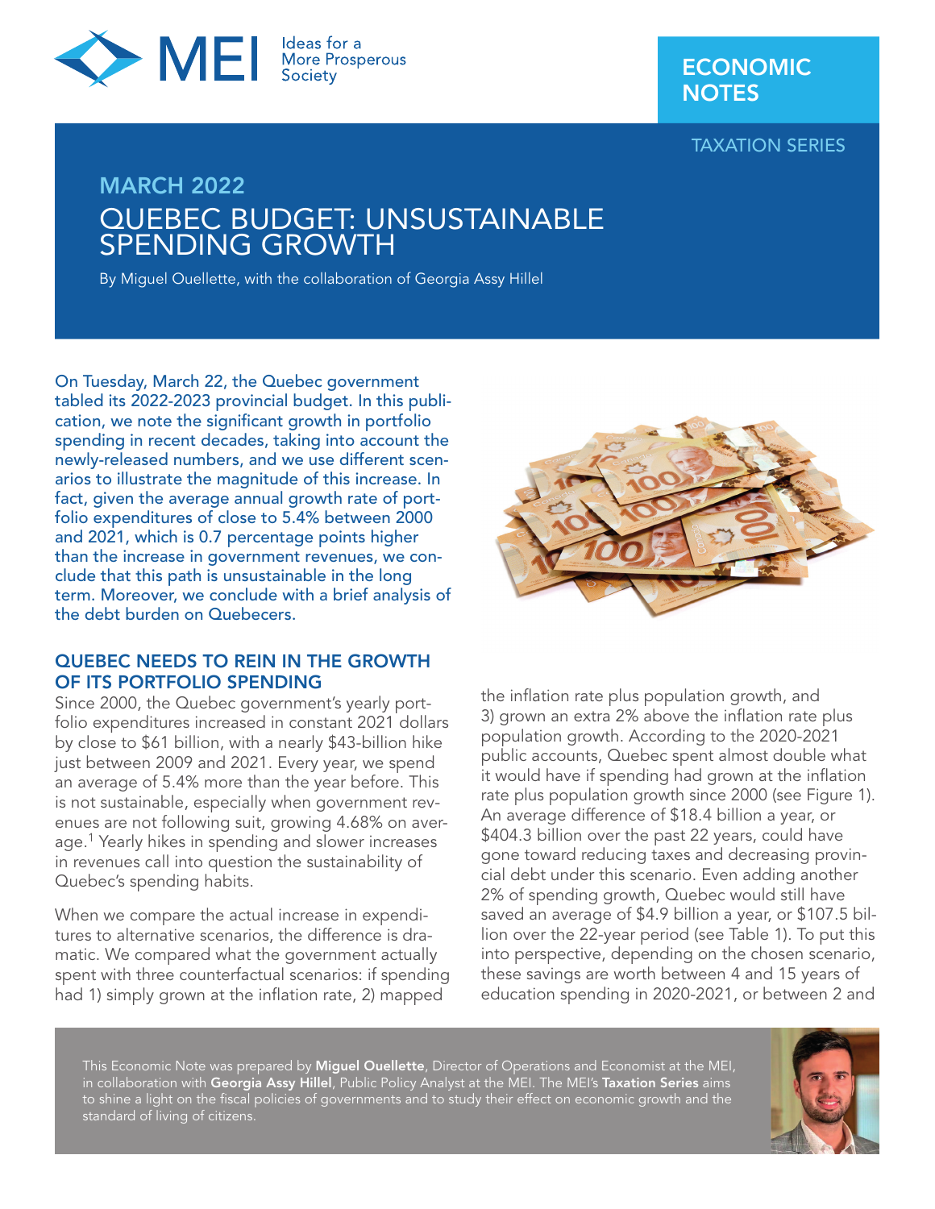ECONOMIC NOTES

TAXATION SERIES

MARCH 2022

# QUEBEC BUDGET: UNSUSTAINABLE SPENDING GROWTH

By Miguel Ouellette, with the collaboration of Georgia Assy Hillel

On Tuesday, March 22, the Quebec government tabled its 2022-2023 provincial budget. In this publication, we note the significant growth in portfolio spending in recent decades, taking into account the newly-released numbers, and we use different scenarios to illustrate the magnitude of this increase. In fact, given the average annual growth rate of portfolio expenditures of close to 5.4% between 2000 and 2021, which is 0.7 percentage points higher than the increase in government revenues, we conclude that this path is unsustainable in the long term. Moreover, we conclude with a brief analysis of the debt burden on Quebecers.

## QUEBEC NEEDS TO REIN IN THE GROWTH OF ITS PORTFOLIO SPENDING

Since 2000, the Quebec government's yearly portfolio expenditures increased in constant 2021 dollars by close to $61 billion, with a nearly $43-billion hike just between 2009 and 2021. Every year, we spend an average of 5.4% more than the year before. This is not sustainable, especially when government revenues are not following suit, growing 4.68% on average.[1] Yearly hikes in spending and slower increases in revenues call into question the sustainability of Quebec's spending habits.

When we compare the actual increase in expenditures to alternative scenarios, the difference is dramatic. We compared what the government actually spent with three counterfactual scenarios: if spending had 1) simply grown at the inflation rate, 2) mapped the inflation rate plus population growth, and 3) grown an extra 2% above the inflation rate plus population growth. According to the 2020-2021 public accounts, Quebec spent almost double what it would have if spending had grown at the inflation rate plus population growth since 2000 (see Figure 1). An average difference of $18.4 billion a year, or $404.3 billion over the past 22 years, could have gone toward reducing taxes and decreasing provincial debt under this scenario. Even adding another 2% of spending growth, Quebec would still have saved an average of $4.9 billion a year, or $107.5 billion over the 22-year period (see Table 1). To put this into perspective, depending on the chosen scenario, these savings are worth between 4 and 15 years of education spending in 2020-2021, or between 2 and

This Economic Note was prepared by **Miguel Ouellette**, Director of Operations and Economist at the MEI, in collaboration with **Georgia Assy Hillel**, Public Policy Analyst at the MEI. The MEI's **Taxation Series** aims to shine a light on the fiscal policies of governments and to study their effect on economic growth and the standard of living of citizens.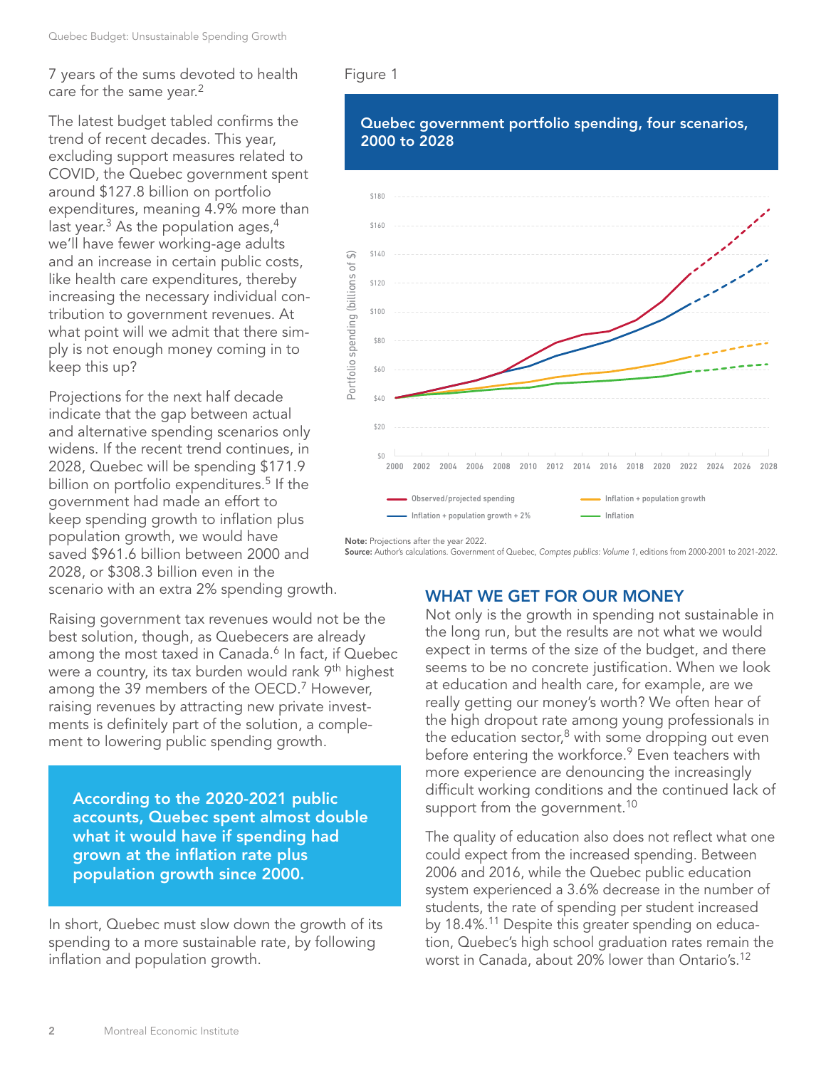7 years of the sums devoted to health care for the same year.[2]

The latest budget tabled confirms the trend of recent decades. This year, excluding support measures related to COVID, the Quebec government spent around $127.8 billion on portfolio expenditures, meaning 4.9% more than last year.[3] As the population ages,[4] we'll have fewer working-age adults and an increase in certain public costs, like health care expenditures, thereby increasing the necessary individual contribution to government revenues. At what point will we admit that there simply is not enough money coming in to keep this up?

Projections for the next half decade indicate that the gap between actual and alternative spending scenarios only widens. If the recent trend continues, in 2028, Quebec will be spending $171.9 billion on portfolio expenditures.[5] If the government had made an effort to keep spending growth to inflation plus population growth, we would have saved $961.6 billion between 2000 and 2028, or $308.3 billion even in the scenario with an extra 2% spending growth.

Raising government tax revenues would not be the best solution, though, as Quebecers are already among the most taxed in Canada.[6] In fact, if Quebec were a country, its tax burden would rank 9th highest among the 39 members of the OECD.[7] However, raising revenues by attracting new private investments is definitely part of the solution, a complement to lowering public spending growth.

**According to the 2020-2021 public accounts, Quebec spent almost double what it would have if spending had grown at the inflation rate plus population growth since 2000.**

In short, Quebec must slow down the growth of its spending to a more sustainable rate, by following inflation and population growth.

Figure 1

**Quebec government portfolio spending, four scenarios, 2000 to 2028**

**Note:** Projections after the year 2022.
**Source:** Author's calculations. Government of Quebec, *Comptes publics: Volume 1*, editions from 2000-2001 to 2021-2022.

## WHAT WE GET FOR OUR MONEY

Not only is the growth in spending not sustainable in the long run, but the results are not what we would expect in terms of the size of the budget, and there seems to be no concrete justification. When we look at education and health care, for example, are we really getting our money's worth? We often hear of the high dropout rate among young professionals in the education sector,[8] with some dropping out even before entering the workforce.[9] Even teachers with more experience are denouncing the increasingly difficult working conditions and the continued lack of support from the government.[10]

The quality of education also does not reflect what one could expect from the increased spending. Between 2006 and 2016, while the Quebec public education system experienced a 3.6% decrease in the number of students, the rate of spending per student increased by 18.4%.[11] Despite this greater spending on education, Quebec's high school graduation rates remain the worst in Canada, about 20% lower than Ontario's.[12]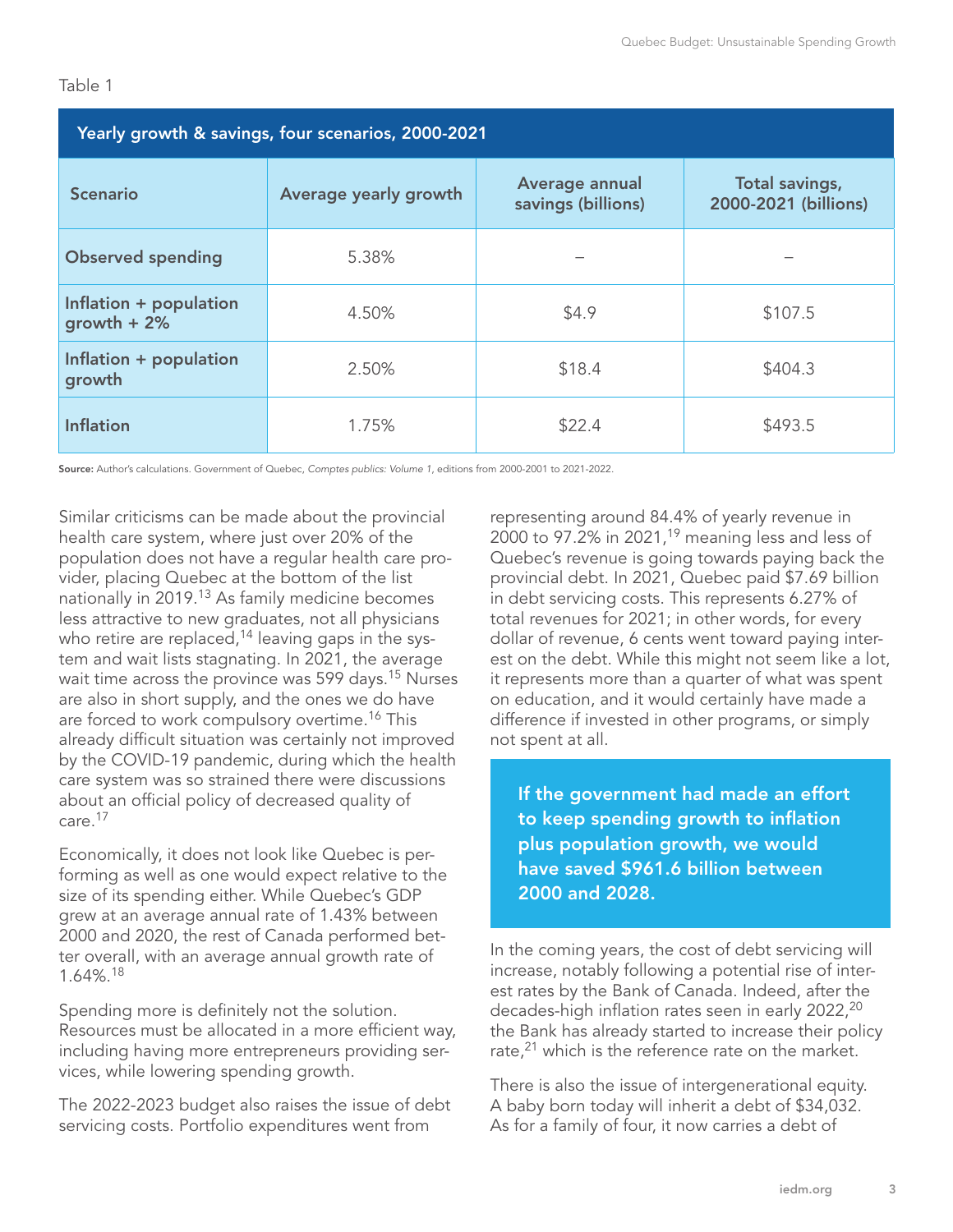Table 1

| Yearly growth & savings, four scenarios, 2000-2021 | | | |
|---|---|---|---|
| **Scenario** | **Average yearly growth** | **Average annual savings (billions)** | **Total savings, 2000-2021 (billions)** |
| **Observed spending** | 5.38% | – | – |
| **Inflation + population growth + 2%** | 4.50% | $4.9 | $107.5 |
| **Inflation + population growth** | 2.50% | $18.4 | $404.3 |
| **Inflation** | 1.75% | $22.4 | $493.5 |

**Source:** Author's calculations. Government of Quebec, *Comptes publics: Volume 1*, editions from 2000-2001 to 2021-2022.

Similar criticisms can be made about the provincial health care system, where just over 20% of the population does not have a regular health care provider, placing Quebec at the bottom of the list nationally in 2019.[13] As family medicine becomes less attractive to new graduates, not all physicians who retire are replaced,[14] leaving gaps in the system and wait lists stagnating. In 2021, the average wait time across the province was 599 days.[15] Nurses are also in short supply, and the ones we do have are forced to work compulsory overtime.[16] This already difficult situation was certainly not improved by the COVID-19 pandemic, during which the health care system was so strained there were discussions about an official policy of decreased quality of care.[17]

Economically, it does not look like Quebec is performing as well as one would expect relative to the size of its spending either. While Quebec's GDP grew at an average annual rate of 1.43% between 2000 and 2020, the rest of Canada performed better overall, with an average annual growth rate of 1.64%.[18]

Spending more is definitely not the solution. Resources must be allocated in a more efficient way, including having more entrepreneurs providing services, while lowering spending growth.

The 2022-2023 budget also raises the issue of debt servicing costs. Portfolio expenditures went from representing around 84.4% of yearly revenue in 2000 to 97.2% in 2021,[19] meaning less and less of Quebec's revenue is going towards paying back the provincial debt. In 2021, Quebec paid $7.69 billion in debt servicing costs. This represents 6.27% of total revenues for 2021; in other words, for every dollar of revenue, 6 cents went toward paying interest on the debt. While this might not seem like a lot, it represents more than a quarter of what was spent on education, and it would certainly have made a difference if invested in other programs, or simply not spent at all.

**If the government had made an effort to keep spending growth to inflation plus population growth, we would have saved $961.6 billion between 2000 and 2028.**

In the coming years, the cost of debt servicing will increase, notably following a potential rise of interest rates by the Bank of Canada. Indeed, after the decades-high inflation rates seen in early 2022,[20] the Bank has already started to increase their policy rate,[21] which is the reference rate on the market.

There is also the issue of intergenerational equity. A baby born today will inherit a debt of $34,032. As for a family of four, it now carries a debt of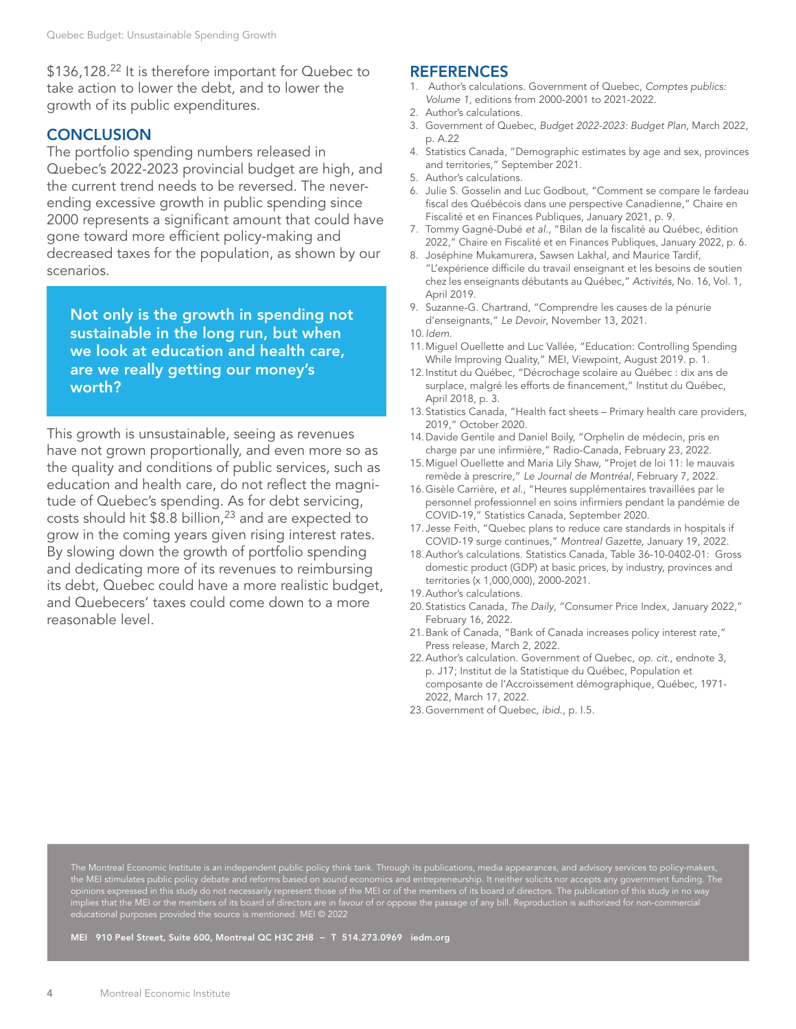$136,128.[22] It is therefore important for Quebec to take action to lower the debt, and to lower the growth of its public expenditures.

## CONCLUSION

The portfolio spending numbers released in Quebec's 2022-2023 provincial budget are high, and the current trend needs to be reversed. The never-ending excessive growth in public spending since 2000 represents a significant amount that could have gone toward more efficient policy-making and decreased taxes for the population, as shown by our scenarios.

**Not only is the growth in spending not sustainable in the long run, but when we look at education and health care, are we really getting our money's worth?**

This growth is unsustainable, seeing as revenues have not grown proportionally, and even more so as the quality and conditions of public services, such as education and health care, do not reflect the magnitude of Quebec's spending. As for debt servicing, costs should hit $8.8 billion,[23] and are expected to grow in the coming years given rising interest rates. By slowing down the growth of portfolio spending and dedicating more of its revenues to reimbursing its debt, Quebec could have a more realistic budget, and Quebecers' taxes could come down to a more reasonable level.

## REFERENCES

1. Author's calculations. Government of Quebec, *Comptes publics: Volume 1*, editions from 2000-2001 to 2021-2022.
2. Author's calculations.
3. Government of Quebec, *Budget 2022-2023: Budget Plan*, March 2022, p. A.22
4. Statistics Canada, "Demographic estimates by age and sex, provinces and territories," September 2021.
5. Author's calculations.
6. Julie S. Gosselin and Luc Godbout, "Comment se compare le fardeau fiscal des Québécois dans une perspective Canadienne," Chaire en Fiscalité et en Finances Publiques, January 2021, p. 9.
7. Tommy Gagné-Dubé *et al.*, "Bilan de la fiscalité au Québec, édition 2022," Chaire en Fiscalité et en Finances Publiques, January 2022, p. 6.
8. Joséphine Mukamurera, Sawsen Lakhal, and Maurice Tardif, "L'expérience difficile du travail enseignant et les besoins de soutien chez les enseignants débutants au Québec," *Activités*, No. 16, Vol. 1, April 2019.
9. Suzanne-G. Chartrand, "Comprendre les causes de la pénurie d'enseignants," *Le Devoir*, November 13, 2021.
10. *Idem.*
11. Miguel Ouellette and Luc Vallée, "Education: Controlling Spending While Improving Quality," MEI, Viewpoint, August 2019. p. 1.
12. Institut du Québec, "Décrochage scolaire au Québec : dix ans de surplace, malgré les efforts de financement," Institut du Québec, April 2018, p. 3.
13. Statistics Canada, "Health fact sheets – Primary health care providers, 2019," October 2020.
14. Davide Gentile and Daniel Boily, "Orphelin de médecin, pris en charge par une infirmière," Radio-Canada, February 23, 2022.
15. Miguel Ouellette and Maria Lily Shaw, "Projet de loi 11: le mauvais remède à prescrire," *Le Journal de Montréal*, February 7, 2022.
16. Gisèle Carrière, *et al.*, "Heures supplémentaires travaillées par le personnel professionnel en soins infirmiers pendant la pandémie de COVID-19," Statistics Canada, September 2020.
17. Jesse Feith, "Quebec plans to reduce care standards in hospitals if COVID-19 surge continues," *Montreal Gazette*, January 19, 2022.
18. Author's calculations. Statistics Canada, Table 36-10-0402-01: Gross domestic product (GDP) at basic prices, by industry, provinces and territories (x 1,000,000), 2000-2021.
19. Author's calculations.
20. Statistics Canada, *The Daily*, "Consumer Price Index, January 2022," February 16, 2022.
21. Bank of Canada, "Bank of Canada increases policy interest rate," Press release, March 2, 2022.
22. Author's calculation. Government of Quebec, *op. cit.*, endnote 3, p. J17; Institut de la Statistique du Québec, Population et composante de l'Accroissement démographique, Québec, 1971-2022, March 17, 2022.
23. Government of Quebec, *ibid.*, p. I.5.

The Montreal Economic Institute is an independent public policy think tank. Through its publications, media appearances, and advisory services to policy-makers, the MEI stimulates public policy debate and reforms based on sound economics and entrepreneurship. It neither solicits nor accepts any government funding. The opinions expressed in this study do not necessarily represent those of the MEI or of the members of its board of directors. The publication of this study in no way implies that the MEI or the members of its board of directors are in favour of or oppose the passage of any bill. Reproduction is authorized for non-commercial educational purposes provided the source is mentioned. MEI © 2022

**MEI 910 Peel Street, Suite 600, Montreal QC H3C 2H8 – T 514.273.0969 iedm.org**